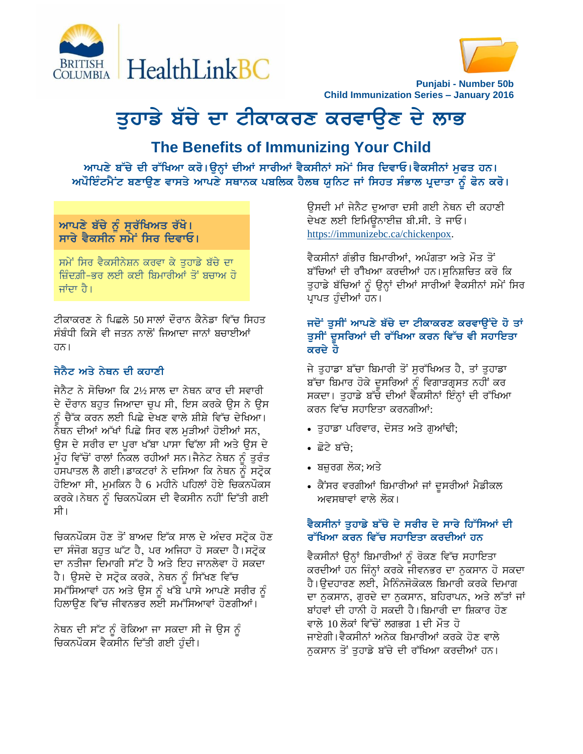Punjabi - Number 50b
Child Immunization Series – January 2016

# ਤੁਹਾਡੇ ਬੱਚੇ ਦਾ ਟੀਕਾਕਰਣ ਕਰਵਾਉਣ ਦੇ ਲਾਭ

## The Benefits of Immunizing Your Child

**ਆਪਣੇ ਬੱਚੇ ਦੀ ਰੱਖਿਆ ਕਰੋ। ਉਨ੍ਹਾਂ ਦੀਆਂ ਸਾਰੀਆਂ ਵੈਕਸੀਨਾਂ ਸਮੇਂ ਸਿਰ ਦਿਵਾਓ। ਵੈਕਸੀਨਾਂ ਮੁਫਤ ਹਨ। ਅਪੌਇੰਟਮੈਂਟ ਬਣਾਉਣ ਵਾਸਤੇ ਆਪਣੇ ਸਥਾਨਕ ਪਬਲਿਕ ਹੈਲਥ ਯੂਨਿਟ ਜਾਂ ਸਿਹਤ ਸੰਭਾਲ ਪ੍ਰਦਾਤਾ ਨੂੰ ਫੋਨ ਕਰੋ।**

**ਆਪਣੇ ਬੱਚੇ ਨੂੰ ਸੁਰੱਖਿਅਤ ਰੱਖੋ। ਸਾਰੇ ਵੈਕਸੀਨ ਸਮੇਂ ਸਿਰ ਦਿਵਾਓ।**

ਸਮੇਂ ਸਿਰ ਵੈਕਸੀਨੇਸ਼ਨ ਕਰਵਾ ਕੇ ਤੁਹਾਡੇ ਬੱਚੇ ਦਾ ਜ਼ਿੰਦਗੀ-ਭਰ ਲਈ ਕਈ ਬਿਮਾਰੀਆਂ ਤੋਂ ਬਚਾਅ ਹੋ ਜਾਂਦਾ ਹੈ।

ਟੀਕਾਕਰਣ ਨੇ ਪਿਛਲੇ 50 ਸਾਲਾਂ ਦੌਰਾਨ ਕੈਨੇਡਾ ਵਿੱਚ ਸਿਹਤ ਸੰਬੰਧੀ ਕਿਸੇ ਵੀ ਜਤਨ ਨਾਲੋਂ ਜਿਆਦਾ ਜਾਨਾਂ ਬਚਾਈਆਂ ਹਨ।

### ਜੇਨੈਟ ਅਤੇ ਨੇਥਨ ਦੀ ਕਹਾਣੀ

ਜੇਨੈਟ ਨੇ ਸੋਚਿਆ ਕਿ 2½ ਸਾਲ ਦਾ ਨੇਥਨ ਕਾਰ ਦੀ ਸਵਾਰੀ ਦੇ ਦੌਰਾਨ ਬਹੁਤ ਜਿਆਦਾ ਚੁਪ ਸੀ, ਇਸ ਕਰਕੇ ਉਸ ਨੇ ਉਸ ਨੂੰ ਚੈੱਕ ਕਰਨ ਲਈ ਪਿਛੇ ਦੇਖਣ ਵਾਲੇ ਸ਼ੀਸ਼ੇ ਵਿੱਚ ਦੇਖਿਆ। ਨੇਥਨ ਦੀਆਂ ਅੱਖਾਂ ਪਿਛੇ ਸਿਰ ਵਲ ਮੁੜੀਆਂ ਹੋਈਆਂ ਸਨ, ਉਸ ਦੇ ਸਰੀਰ ਦਾ ਪੂਰਾ ਖੱਬਾ ਪਾਸਾ ਢਿੱਲਾ ਸੀ ਅਤੇ ਉਸ ਦੇ ਮੂੰਹ ਵਿੱਚੋਂ ਰਾਲਾਂ ਨਿਕਲ ਰਹੀਆਂ ਸਨ। ਜੈਨੇਟ ਨੇਥਨ ਨੂੰ ਤੁਰੰਤ ਹਸਪਤਾਲ ਲੈ ਗਈ। ਡਾਕਟਰਾਂ ਨੇ ਦਸਿਆ ਕਿ ਨੇਥਨ ਨੂੰ ਸਟ੍ਰੋਕ ਹੋਇਆ ਸੀ, ਮੁਮਕਿਨ ਹੈ 6 ਮਹੀਨੇ ਪਹਿਲਾਂ ਹੋਏ ਚਿਕਨਪੌਕਸ ਕਰਕੇ। ਨੇਥਨ ਨੂੰ ਚਿਕਨਪੌਕਸ ਦੀ ਵੈਕਸੀਨ ਨਹੀਂ ਦਿੱਤੀ ਗਈ ਸੀ।

ਚਿਕਨਪੌਕਸ ਹੋਣ ਤੋਂ ਬਾਅਦ ਇੱਕ ਸਾਲ ਦੇ ਅੰਦਰ ਸਟ੍ਰੋਕ ਹੋਣ ਦਾ ਸੰਜੋਗ ਬਹੁਤ ਘੱਟ ਹੈ, ਪਰ ਅਜਿਹਾ ਹੋ ਸਕਦਾ ਹੈ। ਸਟ੍ਰੋਕ ਦਾ ਨਤੀਜਾ ਦਿਮਾਗੀ ਸੱਟ ਹੈ ਅਤੇ ਇਹ ਜਾਨਲੇਵਾ ਹੋ ਸਕਦਾ ਹੈ। ਉਸਦੇ ਦੇ ਸਟ੍ਰੋਕ ਕਰਕੇ, ਨੇਥਨ ਨੂੰ ਸਿੱਖਣ ਵਿੱਚ ਸਮੱਸਿਆਵਾਂ ਹਨ ਅਤੇ ਉਸ ਨੂੰ ਖੱਬੇ ਪਾਸੇ ਆਪਣੇ ਸਰੀਰ ਨੂੰ ਹਿਲਾਉਣ ਵਿੱਚ ਜੀਵਨਭਰ ਲਈ ਸਮੱਸਿਆਵਾਂ ਹੋਣਗੀਆਂ।

ਨੇਥਨ ਦੀ ਸੱਟ ਨੂੰ ਰੋਕਿਆ ਜਾ ਸਕਦਾ ਸੀ ਜੇ ਉਸ ਨੂੰ ਚਿਕਨਪੌਕਸ ਵੈਕਸੀਨ ਦਿੱਤੀ ਗਈ ਹੁੰਦੀ।

ਉਸਦੀ ਮਾਂ ਜੇਨੈਟ ਦੁਆਰਾ ਦਸੀ ਗਈ ਨੇਥਨ ਦੀ ਕਹਾਣੀ ਦੇਖਣ ਲਈ ਇਮਿਊਨਾਈਜ਼ ਬੀ.ਸੀ. ਤੇ ਜਾਓ। https://immunizebc.ca/chickenpox.

ਵੈਕਸੀਨਾਂ ਗੰਭੀਰ ਬਿਮਾਰੀਆਂ, ਅਪੰਗਤਾ ਅਤੇ ਮੌਤ ਤੋਂ ਬੱਚਿਆਂ ਦੀ ਰੱਖਿਆ ਕਰਦੀਆਂ ਹਨ। ਸੁਨਿਸ਼ਚਿਤ ਕਰੋ ਕਿ ਤੁਹਾਡੇ ਬੱਚਿਆਂ ਨੂੰ ਉਨ੍ਹਾਂ ਦੀਆਂ ਸਾਰੀਆਂ ਵੈਕਸੀਨਾਂ ਸਮੇਂ ਸਿਰ ਪ੍ਰਾਪਤ ਹੁੰਦੀਆਂ ਹਨ।

### ਜਦੋਂ ਤੁਸੀਂ ਆਪਣੇ ਬੱਚੇ ਦਾ ਟੀਕਾਕਰਣ ਕਰਵਾਉਂਦੇ ਹੋ ਤਾਂ ਤੁਸੀਂ ਦੂਸਰਿਆਂ ਦੀ ਰੱਖਿਆ ਕਰਨ ਵਿੱਚ ਵੀ ਸਹਾਇਤਾ ਕਰਦੇ ਹੋ

ਜੇ ਤੁਹਾਡਾ ਬੱਚਾ ਬਿਮਾਰੀ ਤੋਂ ਸੁਰੱਖਿਅਤ ਹੈ, ਤਾਂ ਤੁਹਾਡਾ ਬੱਚਾ ਬਿਮਾਰ ਹੋਕੇ ਦੂਸਰਿਆਂ ਨੂੰ ਵਿਗਾੜਗ੍ਰਸਤ ਨਹੀਂ ਕਰ ਸਕਦਾ। ਤੁਹਾਡੇ ਬੱਚੇ ਦੀਆਂ ਵੈਕਸੀਨਾਂ ਇੰਨ੍ਹਾਂ ਦੀ ਰੱਖਿਆ ਕਰਨ ਵਿੱਚ ਸਹਾਇਤਾ ਕਰਨਗੀਆਂ:

- ਤੁਹਾਡਾ ਪਰਿਵਾਰ, ਦੋਸਤ ਅਤੇ ਗੁਆਂਢੀ;
- ਛੋਟੇ ਬੱਚੇ;
- ਬਜ਼ੁਰਗ ਲੋਕ; ਅਤੇ
- ਕੈਂਸਰ ਵਰਗੀਆਂ ਬਿਮਾਰੀਆਂ ਜਾਂ ਦੂਸਰੀਆਂ ਮੈਡੀਕਲ ਅਵਸਥਾਵਾਂ ਵਾਲੇ ਲੋਕ।

### ਵੈਕਸੀਨਾਂ ਤੁਹਾਡੇ ਬੱਚੇ ਦੇ ਸਰੀਰ ਦੇ ਸਾਰੇ ਹਿੱਸਿਆਂ ਦੀ ਰੱਖਿਆ ਕਰਨ ਵਿੱਚ ਸਹਾਇਤਾ ਕਰਦੀਆਂ ਹਨ

ਵੈਕਸੀਨਾਂ ਉਨ੍ਹਾਂ ਬਿਮਾਰੀਆਂ ਨੂੰ ਰੋਕਣ ਵਿੱਚ ਸਹਾਇਤਾ ਕਰਦੀਆਂ ਹਨ ਜਿੰਨ੍ਹਾਂ ਕਰਕੇ ਜੀਵਨਭਰ ਦਾ ਨੁਕਸਾਨ ਹੋ ਸਕਦਾ ਹੈ। ਉਦਾਹਰਣ ਲਈ, ਮੈਨਿੰਜੋਕੋਕਲ ਬਿਮਾਰੀ ਕਰਕੇ ਦਿਮਾਗ ਦਾ ਨੁਕਸਾਨ, ਗੁਰਦੇ ਦਾ ਨੁਕਸਾਨ, ਬਹਿਰਾਪਨ, ਅਤੇ ਲੱਤਾਂ ਜਾਂ ਬਾਂਹਵਾਂ ਦੀ ਹਾਨੀ ਹੋ ਸਕਦੀ ਹੈ। ਬਿਮਾਰੀ ਦਾ ਸ਼ਿਕਾਰ ਹੋਣ ਵਾਲੇ 10 ਲੋਕਾਂ ਵਿੱਚੋਂ ਲਗਭਗ 1 ਦੀ ਮੌਤ ਹੋ ਜਾਏਗੀ। ਵੈਕਸੀਨਾਂ ਅਨੇਕ ਬਿਮਾਰੀਆਂ ਕਰਕੇ ਹੋਣ ਵਾਲੇ ਨੁਕਸਾਨ ਤੋਂ ਤੁਹਾਡੇ ਬੱਚੇ ਦੀ ਰੱਖਿਆ ਕਰਦੀਆਂ ਹਨ।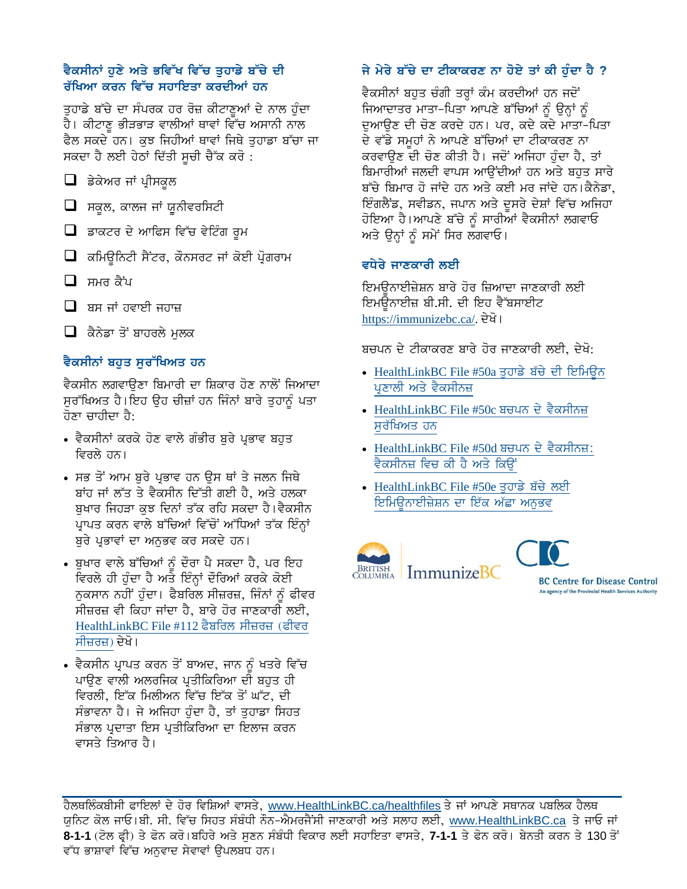## ਵੈਕਸੀਨਾਂ ਹੁਣੇ ਅਤੇ ਭਵਿੱਖ ਵਿੱਚ ਤੁਹਾਡੇ ਬੱਚੇ ਦੀ ਰੱਖਿਆ ਕਰਨ ਵਿੱਚ ਸਹਾਇਤਾ ਕਰਦੀਆਂ ਹਨ

ਤੁਹਾਡੇ ਬੱਚੇ ਦਾ ਸੰਪਰਕ ਹਰ ਰੋਜ਼ ਕੀਟਾਣੂਆਂ ਦੇ ਨਾਲ ਹੁੰਦਾ ਹੈ। ਕੀਟਾਣੂ ਭੀੜਭਾੜ ਵਾਲੀਆਂ ਥਾਵਾਂ ਵਿੱਚ ਅਸਾਨੀ ਨਾਲ ਫੈਲ ਸਕਦੇ ਹਨ। ਕੁਝ ਜਿਹੀਆਂ ਥਾਵਾਂ ਜਿਥੇ ਤੁਹਾਡਾ ਬੱਚਾ ਜਾ ਸਕਦਾ ਹੈ ਲਈ ਹੇਠਾਂ ਦਿੱਤੀ ਸੂਚੀ ਚੈੱਕ ਕਰੋ :

- ❑ ਡੇਕੇਅਰ ਜਾਂ ਪ੍ਰੀਸਕੂਲ
- ❑ ਸਕੂਲ, ਕਾਲਜ ਜਾਂ ਯੂਨੀਵਰਸਿਟੀ
- ❑ ਡਾਕਟਰ ਦੇ ਆਫਿਸ ਵਿੱਚ ਵੇਟਿੰਗ ਰੂਮ
- ❑ ਕਮਿਊਨਿਟੀ ਸੈਂਟਰ, ਕੌਨਸਰਟ ਜਾਂ ਕੋਈ ਪ੍ਰੋਗਰਾਮ
- ❑ ਸਮਰ ਕੈਂਪ
- ❑ ਬਸ ਜਾਂ ਹਵਾਈ ਜਹਾਜ਼
- ❑ ਕੈਨੇਡਾ ਤੋਂ ਬਾਹਰਲੇ ਮੁਲਕ

## ਵੈਕਸੀਨਾਂ ਬਹੁਤ ਸੁਰੱਖਿਅਤ ਹਨ

ਵੈਕਸੀਨ ਲਗਵਾਉਣਾ ਬਿਮਾਰੀ ਦਾ ਸ਼ਿਕਾਰ ਹੋਣ ਨਾਲੋਂ ਜਿਆਦਾ ਸੁਰੱਖਿਅਤ ਹੈ।ਇਹ ਉਹ ਚੀਜ਼ਾਂ ਹਨ ਜਿੰਨਾਂ ਬਾਰੇ ਤੁਹਾਨੂੰ ਪਤਾ ਹੋਣਾ ਚਾਹੀਦਾ ਹੈ:

- ਵੈਕਸੀਨਾਂ ਕਰਕੇ ਹੋਣ ਵਾਲੇ ਗੰਭੀਰ ਬੁਰੇ ਪ੍ਰਭਾਵ ਬਹੁਤ ਵਿਰਲੇ ਹਨ।
- ਸਭ ਤੋਂ ਆਮ ਬੁਰੇ ਪ੍ਰਭਾਵ ਹਨ ਉਸ ਥਾਂ ਤੇ ਜਲਨ ਜਿਥੇ ਬਾਂਹ ਜਾਂ ਲੱਤ ਤੇ ਵੈਕਸੀਨ ਦਿੱਤੀ ਗਈ ਹੈ, ਅਤੇ ਹਲਕਾ ਬੁਖਾਰ ਜਿਹੜਾ ਕੁਝ ਦਿਨਾਂ ਤੱਕ ਰਹਿ ਸਕਦਾ ਹੈ।ਵੈਕਸੀਨ ਪ੍ਰਾਪਤ ਕਰਨ ਵਾਲੇ ਬੱਚਿਆਂ ਵਿੱਚੋਂ ਅੱਧਿਆਂ ਤੱਕ ਇੰਨ੍ਹਾਂ ਬੁਰੇ ਪ੍ਰਭਾਵਾਂ ਦਾ ਅਨੁਭਵ ਕਰ ਸਕਦੇ ਹਨ।
- ਬੁਖਾਰ ਵਾਲੇ ਬੱਚਿਆਂ ਨੂੰ ਦੌਰਾ ਪੈ ਸਕਦਾ ਹੈ, ਪਰ ਇਹ ਵਿਰਲੇ ਹੀ ਹੁੰਦਾ ਹੈ ਅਤੇ ਇੰਨ੍ਹਾਂ ਦੌਰਿਆਂ ਕਰਕੇ ਕੋਈ ਨੁਕਸਾਨ ਨਹੀਂ ਹੁੰਦਾ। ਫੈਬਰਿਲ ਸੀਜ਼ਰਜ਼, ਜਿੰਨਾਂ ਨੂੰ ਫੀਵਰ ਸੀਜ਼ਰਜ਼ ਵੀ ਕਿਹਾ ਜਾਂਦਾ ਹੈ, ਬਾਰੇ ਹੋਰ ਜਾਣਕਾਰੀ ਲਈ, HealthLinkBC File #112 ਫੈਬਰਿਲ ਸੀਜ਼ਰਜ਼ (ਫੀਵਰ ਸੀਜ਼ਰਜ਼) ਦੇਖੋ।
- ਵੈਕਸੀਨ ਪ੍ਰਾਪਤ ਕਰਨ ਤੋਂ ਬਾਅਦ, ਜਾਨ ਨੂੰ ਖਤਰੇ ਵਿੱਚ ਪਾਉਣ ਵਾਲੀ ਅਲਰਜਿਕ ਪ੍ਰਤੀਕਿਰਿਆ ਦੀ ਬਹੁਤ ਹੀ ਵਿਰਲੀ, ਇੱਕ ਮਿਲੀਅਨ ਵਿੱਚ ਇੱਕ ਤੋਂ ਘੱਟ, ਦੀ ਸੰਭਾਵਨਾ ਹੈ। ਜੇ ਅਜਿਹਾ ਹੁੰਦਾ ਹੈ, ਤਾਂ ਤੁਹਾਡਾ ਸਿਹਤ ਸੰਭਾਲ ਪ੍ਰਦਾਤਾ ਇਸ ਪ੍ਰਤੀਕਿਰਿਆ ਦਾ ਇਲਾਜ ਕਰਨ ਵਾਸਤੇ ਤਿਆਰ ਹੈ।

## ਜੇ ਮੇਰੇ ਬੱਚੇ ਦਾ ਟੀਕਾਕਰਣ ਨਾ ਹੋਏ ਤਾਂ ਕੀ ਹੁੰਦਾ ਹੈ ?

ਵੈਕਸੀਨਾਂ ਬਹੁਤ ਚੰਗੀ ਤਰ੍ਹਾਂ ਕੰਮ ਕਰਦੀਆਂ ਹਨ ਜਦੋਂ ਜਿਆਦਾਤਰ ਮਾਤਾ-ਪਿਤਾ ਆਪਣੇ ਬੱਚਿਆਂ ਨੂੰ ਉਨ੍ਹਾਂ ਨੂੰ ਦੁਆਉਣ ਦੀ ਚੋਣ ਕਰਦੇ ਹਨ। ਪਰ, ਕਦੇ ਕਦੇ ਮਾਤਾ-ਪਿਤਾ ਦੇ ਵੱਡੇ ਸਮੂਹਾਂ ਨੇ ਆਪਣੇ ਬੱਚਿਆਂ ਦਾ ਟੀਕਾਕਰਣ ਨਾ ਕਰਵਾਉਣ ਦੀ ਚੋਣ ਕੀਤੀ ਹੈ। ਜਦੋਂ ਅਜਿਹਾ ਹੁੰਦਾ ਹੈ, ਤਾਂ ਬਿਮਾਰੀਆਂ ਜਲਦੀ ਵਾਪਸ ਆਉਂਦੀਆਂ ਹਨ ਅਤੇ ਬਹੁਤ ਸਾਰੇ ਬੱਚੇ ਬਿਮਾਰ ਹੋ ਜਾਂਦੇ ਹਨ ਅਤੇ ਕਈ ਮਰ ਜਾਂਦੇ ਹਨ।ਕੈਨੇਡਾ, ਇੰਗਲੈਂਡ, ਸਵੀਡਨ, ਜਪਾਨ ਅਤੇ ਦੂਸਰੇ ਦੇਸ਼ਾਂ ਵਿੱਚ ਅਜਿਹਾ ਹੋਇਆ ਹੈ।ਆਪਣੇ ਬੱਚੇ ਨੂੰ ਸਾਰੀਆਂ ਵੈਕਸੀਨਾਂ ਲਗਵਾਓ ਅਤੇ ਉਨ੍ਹਾਂ ਨੂੰ ਸਮੇਂ ਸਿਰ ਲਗਵਾਓ।

## ਵਧੇਰੇ ਜਾਣਕਾਰੀ ਲਈ

ਇਮਊਨਾਈਜ਼ੇਸ਼ਨ ਬਾਰੇ ਹੋਰ ਜ਼ਿਆਦਾ ਜਾਣਕਾਰੀ ਲਈ ਇਮਊਨਾਈਜ਼ ਬੀ.ਸੀ. ਦੀ ਇਹ ਵੈੱਬਸਾਈਟ https://immunizebc.ca/. ਦੇਖੋ।

ਬਚਪਨ ਦੇ ਟੀਕਾਕਰਣ ਬਾਰੇ ਹੋਰ ਜਾਣਕਾਰੀ ਲਈ, ਦੇਖੋ:

- HealthLinkBC File #50a ਤੁਹਾਡੇ ਬੱਚੇ ਦੀ ਇਮਿਊਨ ਪ੍ਰਣਾਲੀ ਅਤੇ ਵੈਕਸੀਨਜ਼
- HealthLinkBC File #50c ਬਚਪਨ ਦੇ ਵੈਕਸੀਨਜ਼ ਸੁਰੱਖਿਅਤ ਹਨ
- HealthLinkBC File #50d ਬਚਪਨ ਦੇ ਵੈਕਸੀਨਜ਼: ਵੈਕਸੀਨਜ਼ ਵਿਚ ਕੀ ਹੈ ਅਤੇ ਕਿਉਂ
- HealthLinkBC File #50e ਤੁਹਾਡੇ ਬੱਚੇ ਲਈ ਇਮਿਊਨਾਈਜ਼ੇਸ਼ਨ ਦਾ ਇੱਕ ਅੱਛਾ ਅਨੁਭਵ

BRITISH COLUMBIA | ImmunizeBC

BC Centre for Disease Control
An agency of the Provincial Health Services Authority

ਹੈਲਥਲਿੰਕਬੀਸੀ ਫਾਇਲਾਂ ਦੇ ਹੋਰ ਵਿਸ਼ਿਆਂ ਵਾਸਤੇ, www.HealthLinkBC.ca/healthfiles ਤੇ ਜਾਂ ਆਪਣੇ ਸਥਾਨਕ ਪਬਲਿਕ ਹੈਲਥ ਯੂਨਿਟ ਕੋਲ ਜਾਓ।ਬੀ. ਸੀ. ਵਿੱਚ ਸਿਹਤ ਸੰਬੰਧੀ ਨੌਨ-ਐਮਰਜੈਂਸੀ ਜਾਣਕਾਰੀ ਅਤੇ ਸਲਾਹ ਲਈ, www.HealthLinkBC.ca ਤੇ ਜਾਓ ਜਾਂ **8-1-1** (ਟੋਲ ਫ੍ਰੀ) ਤੇ ਫੋਨ ਕਰੋ।ਬਹਿਰੇ ਅਤੇ ਸੁਣਨ ਸੰਬੰਧੀ ਵਿਕਾਰ ਲਈ ਸਹਾਇਤਾ ਵਾਸਤੇ, **7-1-1** ਤੇ ਫੋਨ ਕਰੋ। ਬੇਨਤੀ ਕਰਨ ਤੇ 130 ਤੋਂ ਵੱਧ ਭਾਸ਼ਾਵਾਂ ਵਿੱਚ ਅਨੁਵਾਦ ਸੇਵਾਵਾਂ ਉਪਲਬਧ ਹਨ।